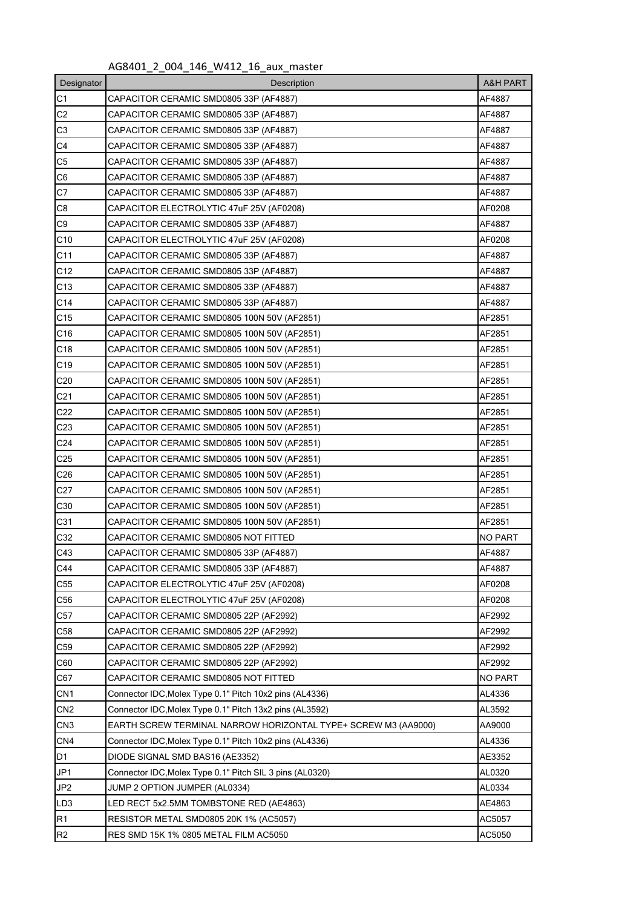AG8401_2_004_146_W412_16_aux_master

| Designator | Description | A&H PART |
|---|---|---|
| C1 | CAPACITOR CERAMIC SMD0805 33P (AF4887) | AF4887 |
| C2 | CAPACITOR CERAMIC SMD0805 33P (AF4887) | AF4887 |
| C3 | CAPACITOR CERAMIC SMD0805 33P (AF4887) | AF4887 |
| C4 | CAPACITOR CERAMIC SMD0805 33P (AF4887) | AF4887 |
| C5 | CAPACITOR CERAMIC SMD0805 33P (AF4887) | AF4887 |
| C6 | CAPACITOR CERAMIC SMD0805 33P (AF4887) | AF4887 |
| C7 | CAPACITOR CERAMIC SMD0805 33P (AF4887) | AF4887 |
| C8 | CAPACITOR ELECTROLYTIC 47uF 25V (AF0208) | AF0208 |
| C9 | CAPACITOR CERAMIC SMD0805 33P (AF4887) | AF4887 |
| C10 | CAPACITOR ELECTROLYTIC 47uF 25V (AF0208) | AF0208 |
| C11 | CAPACITOR CERAMIC SMD0805 33P (AF4887) | AF4887 |
| C12 | CAPACITOR CERAMIC SMD0805 33P (AF4887) | AF4887 |
| C13 | CAPACITOR CERAMIC SMD0805 33P (AF4887) | AF4887 |
| C14 | CAPACITOR CERAMIC SMD0805 33P (AF4887) | AF4887 |
| C15 | CAPACITOR CERAMIC SMD0805 100N 50V (AF2851) | AF2851 |
| C16 | CAPACITOR CERAMIC SMD0805 100N 50V (AF2851) | AF2851 |
| C18 | CAPACITOR CERAMIC SMD0805 100N 50V (AF2851) | AF2851 |
| C19 | CAPACITOR CERAMIC SMD0805 100N 50V (AF2851) | AF2851 |
| C20 | CAPACITOR CERAMIC SMD0805 100N 50V (AF2851) | AF2851 |
| C21 | CAPACITOR CERAMIC SMD0805 100N 50V (AF2851) | AF2851 |
| C22 | CAPACITOR CERAMIC SMD0805 100N 50V (AF2851) | AF2851 |
| C23 | CAPACITOR CERAMIC SMD0805 100N 50V (AF2851) | AF2851 |
| C24 | CAPACITOR CERAMIC SMD0805 100N 50V (AF2851) | AF2851 |
| C25 | CAPACITOR CERAMIC SMD0805 100N 50V (AF2851) | AF2851 |
| C26 | CAPACITOR CERAMIC SMD0805 100N 50V (AF2851) | AF2851 |
| C27 | CAPACITOR CERAMIC SMD0805 100N 50V (AF2851) | AF2851 |
| C30 | CAPACITOR CERAMIC SMD0805 100N 50V (AF2851) | AF2851 |
| C31 | CAPACITOR CERAMIC SMD0805 100N 50V (AF2851) | AF2851 |
| C32 | CAPACITOR CERAMIC SMD0805 NOT FITTED | NO PART |
| C43 | CAPACITOR CERAMIC SMD0805 33P (AF4887) | AF4887 |
| C44 | CAPACITOR CERAMIC SMD0805 33P (AF4887) | AF4887 |
| C55 | CAPACITOR ELECTROLYTIC 47uF 25V (AF0208) | AF0208 |
| C56 | CAPACITOR ELECTROLYTIC 47uF 25V (AF0208) | AF0208 |
| C57 | CAPACITOR CERAMIC SMD0805 22P (AF2992) | AF2992 |
| C58 | CAPACITOR CERAMIC SMD0805 22P (AF2992) | AF2992 |
| C59 | CAPACITOR CERAMIC SMD0805 22P (AF2992) | AF2992 |
| C60 | CAPACITOR CERAMIC SMD0805 22P (AF2992) | AF2992 |
| C67 | CAPACITOR CERAMIC SMD0805 NOT FITTED | NO PART |
| CN1 | Connector IDC,Molex Type 0.1" Pitch 10x2 pins (AL4336) | AL4336 |
| CN2 | Connector IDC,Molex Type 0.1" Pitch 13x2 pins (AL3592) | AL3592 |
| CN3 | EARTH SCREW TERMINAL NARROW HORIZONTAL TYPE+ SCREW M3 (AA9000) | AA9000 |
| CN4 | Connector IDC,Molex Type 0.1" Pitch 10x2 pins (AL4336) | AL4336 |
| D1 | DIODE SIGNAL SMD BAS16 (AE3352) | AE3352 |
| JP1 | Connector IDC,Molex Type 0.1" Pitch SIL 3 pins (AL0320) | AL0320 |
| JP2 | JUMP 2 OPTION JUMPER (AL0334) | AL0334 |
| LD3 | LED RECT 5x2.5MM TOMBSTONE RED (AE4863) | AE4863 |
| R1 | RESISTOR METAL SMD0805 20K 1% (AC5057) | AC5057 |
| R2 | RES SMD 15K 1% 0805 METAL FILM AC5050 | AC5050 |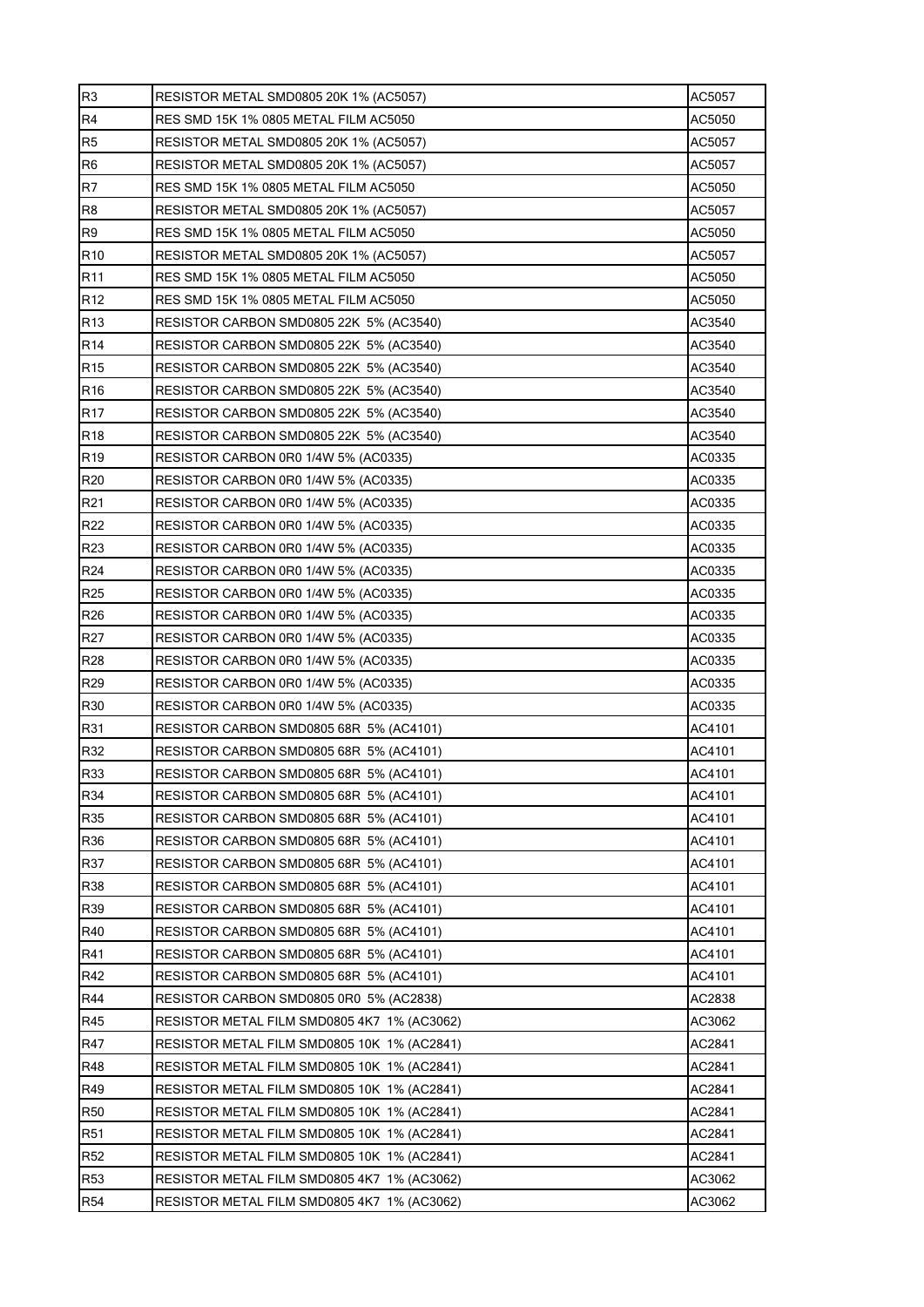| | | |
|---|---|---|
| R3 | RESISTOR METAL SMD0805 20K 1% (AC5057) | AC5057 |
| R4 | RES SMD 15K 1% 0805 METAL FILM AC5050 | AC5050 |
| R5 | RESISTOR METAL SMD0805 20K 1% (AC5057) | AC5057 |
| R6 | RESISTOR METAL SMD0805 20K 1% (AC5057) | AC5057 |
| R7 | RES SMD 15K 1% 0805 METAL FILM AC5050 | AC5050 |
| R8 | RESISTOR METAL SMD0805 20K 1% (AC5057) | AC5057 |
| R9 | RES SMD 15K 1% 0805 METAL FILM AC5050 | AC5050 |
| R10 | RESISTOR METAL SMD0805 20K 1% (AC5057) | AC5057 |
| R11 | RES SMD 15K 1% 0805 METAL FILM AC5050 | AC5050 |
| R12 | RES SMD 15K 1% 0805 METAL FILM AC5050 | AC5050 |
| R13 | RESISTOR CARBON SMD0805 22K 5% (AC3540) | AC3540 |
| R14 | RESISTOR CARBON SMD0805 22K 5% (AC3540) | AC3540 |
| R15 | RESISTOR CARBON SMD0805 22K 5% (AC3540) | AC3540 |
| R16 | RESISTOR CARBON SMD0805 22K 5% (AC3540) | AC3540 |
| R17 | RESISTOR CARBON SMD0805 22K 5% (AC3540) | AC3540 |
| R18 | RESISTOR CARBON SMD0805 22K 5% (AC3540) | AC3540 |
| R19 | RESISTOR CARBON 0R0 1/4W 5% (AC0335) | AC0335 |
| R20 | RESISTOR CARBON 0R0 1/4W 5% (AC0335) | AC0335 |
| R21 | RESISTOR CARBON 0R0 1/4W 5% (AC0335) | AC0335 |
| R22 | RESISTOR CARBON 0R0 1/4W 5% (AC0335) | AC0335 |
| R23 | RESISTOR CARBON 0R0 1/4W 5% (AC0335) | AC0335 |
| R24 | RESISTOR CARBON 0R0 1/4W 5% (AC0335) | AC0335 |
| R25 | RESISTOR CARBON 0R0 1/4W 5% (AC0335) | AC0335 |
| R26 | RESISTOR CARBON 0R0 1/4W 5% (AC0335) | AC0335 |
| R27 | RESISTOR CARBON 0R0 1/4W 5% (AC0335) | AC0335 |
| R28 | RESISTOR CARBON 0R0 1/4W 5% (AC0335) | AC0335 |
| R29 | RESISTOR CARBON 0R0 1/4W 5% (AC0335) | AC0335 |
| R30 | RESISTOR CARBON 0R0 1/4W 5% (AC0335) | AC0335 |
| R31 | RESISTOR CARBON SMD0805 68R 5% (AC4101) | AC4101 |
| R32 | RESISTOR CARBON SMD0805 68R 5% (AC4101) | AC4101 |
| R33 | RESISTOR CARBON SMD0805 68R 5% (AC4101) | AC4101 |
| R34 | RESISTOR CARBON SMD0805 68R 5% (AC4101) | AC4101 |
| R35 | RESISTOR CARBON SMD0805 68R 5% (AC4101) | AC4101 |
| R36 | RESISTOR CARBON SMD0805 68R 5% (AC4101) | AC4101 |
| R37 | RESISTOR CARBON SMD0805 68R 5% (AC4101) | AC4101 |
| R38 | RESISTOR CARBON SMD0805 68R 5% (AC4101) | AC4101 |
| R39 | RESISTOR CARBON SMD0805 68R 5% (AC4101) | AC4101 |
| R40 | RESISTOR CARBON SMD0805 68R 5% (AC4101) | AC4101 |
| R41 | RESISTOR CARBON SMD0805 68R 5% (AC4101) | AC4101 |
| R42 | RESISTOR CARBON SMD0805 68R 5% (AC4101) | AC4101 |
| R44 | RESISTOR CARBON SMD0805 0R0 5% (AC2838) | AC2838 |
| R45 | RESISTOR METAL FILM SMD0805 4K7 1% (AC3062) | AC3062 |
| R47 | RESISTOR METAL FILM SMD0805 10K 1% (AC2841) | AC2841 |
| R48 | RESISTOR METAL FILM SMD0805 10K 1% (AC2841) | AC2841 |
| R49 | RESISTOR METAL FILM SMD0805 10K 1% (AC2841) | AC2841 |
| R50 | RESISTOR METAL FILM SMD0805 10K 1% (AC2841) | AC2841 |
| R51 | RESISTOR METAL FILM SMD0805 10K 1% (AC2841) | AC2841 |
| R52 | RESISTOR METAL FILM SMD0805 10K 1% (AC2841) | AC2841 |
| R53 | RESISTOR METAL FILM SMD0805 4K7 1% (AC3062) | AC3062 |
| R54 | RESISTOR METAL FILM SMD0805 4K7 1% (AC3062) | AC3062 |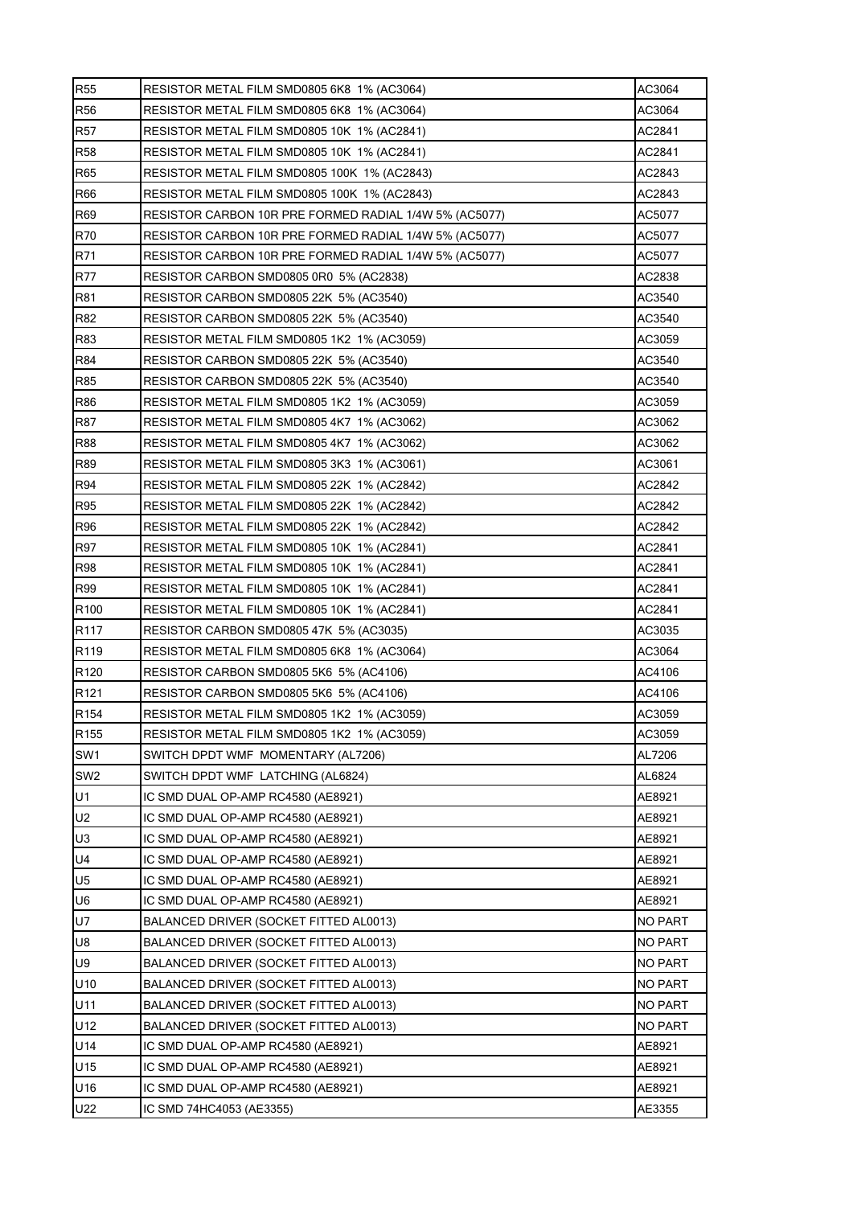| R55 | RESISTOR METAL FILM SMD0805 6K8 1% (AC3064) | AC3064 |
|---|---|---|
| R56 | RESISTOR METAL FILM SMD0805 6K8 1% (AC3064) | AC3064 |
| R57 | RESISTOR METAL FILM SMD0805 10K 1% (AC2841) | AC2841 |
| R58 | RESISTOR METAL FILM SMD0805 10K 1% (AC2841) | AC2841 |
| R65 | RESISTOR METAL FILM SMD0805 100K 1% (AC2843) | AC2843 |
| R66 | RESISTOR METAL FILM SMD0805 100K 1% (AC2843) | AC2843 |
| R69 | RESISTOR CARBON 10R PRE FORMED RADIAL 1/4W 5% (AC5077) | AC5077 |
| R70 | RESISTOR CARBON 10R PRE FORMED RADIAL 1/4W 5% (AC5077) | AC5077 |
| R71 | RESISTOR CARBON 10R PRE FORMED RADIAL 1/4W 5% (AC5077) | AC5077 |
| R77 | RESISTOR CARBON SMD0805 0R0 5% (AC2838) | AC2838 |
| R81 | RESISTOR CARBON SMD0805 22K 5% (AC3540) | AC3540 |
| R82 | RESISTOR CARBON SMD0805 22K 5% (AC3540) | AC3540 |
| R83 | RESISTOR METAL FILM SMD0805 1K2 1% (AC3059) | AC3059 |
| R84 | RESISTOR CARBON SMD0805 22K 5% (AC3540) | AC3540 |
| R85 | RESISTOR CARBON SMD0805 22K 5% (AC3540) | AC3540 |
| R86 | RESISTOR METAL FILM SMD0805 1K2 1% (AC3059) | AC3059 |
| R87 | RESISTOR METAL FILM SMD0805 4K7 1% (AC3062) | AC3062 |
| R88 | RESISTOR METAL FILM SMD0805 4K7 1% (AC3062) | AC3062 |
| R89 | RESISTOR METAL FILM SMD0805 3K3 1% (AC3061) | AC3061 |
| R94 | RESISTOR METAL FILM SMD0805 22K 1% (AC2842) | AC2842 |
| R95 | RESISTOR METAL FILM SMD0805 22K 1% (AC2842) | AC2842 |
| R96 | RESISTOR METAL FILM SMD0805 22K 1% (AC2842) | AC2842 |
| R97 | RESISTOR METAL FILM SMD0805 10K 1% (AC2841) | AC2841 |
| R98 | RESISTOR METAL FILM SMD0805 10K 1% (AC2841) | AC2841 |
| R99 | RESISTOR METAL FILM SMD0805 10K 1% (AC2841) | AC2841 |
| R100 | RESISTOR METAL FILM SMD0805 10K 1% (AC2841) | AC2841 |
| R117 | RESISTOR CARBON SMD0805 47K 5% (AC3035) | AC3035 |
| R119 | RESISTOR METAL FILM SMD0805 6K8 1% (AC3064) | AC3064 |
| R120 | RESISTOR CARBON SMD0805 5K6 5% (AC4106) | AC4106 |
| R121 | RESISTOR CARBON SMD0805 5K6 5% (AC4106) | AC4106 |
| R154 | RESISTOR METAL FILM SMD0805 1K2 1% (AC3059) | AC3059 |
| R155 | RESISTOR METAL FILM SMD0805 1K2 1% (AC3059) | AC3059 |
| SW1 | SWITCH DPDT WMF MOMENTARY (AL7206) | AL7206 |
| SW2 | SWITCH DPDT WMF LATCHING (AL6824) | AL6824 |
| U1 | IC SMD DUAL OP-AMP RC4580 (AE8921) | AE8921 |
| U2 | IC SMD DUAL OP-AMP RC4580 (AE8921) | AE8921 |
| U3 | IC SMD DUAL OP-AMP RC4580 (AE8921) | AE8921 |
| U4 | IC SMD DUAL OP-AMP RC4580 (AE8921) | AE8921 |
| U5 | IC SMD DUAL OP-AMP RC4580 (AE8921) | AE8921 |
| U6 | IC SMD DUAL OP-AMP RC4580 (AE8921) | AE8921 |
| U7 | BALANCED DRIVER (SOCKET FITTED AL0013) | NO PART |
| U8 | BALANCED DRIVER (SOCKET FITTED AL0013) | NO PART |
| U9 | BALANCED DRIVER (SOCKET FITTED AL0013) | NO PART |
| U10 | BALANCED DRIVER (SOCKET FITTED AL0013) | NO PART |
| U11 | BALANCED DRIVER (SOCKET FITTED AL0013) | NO PART |
| U12 | BALANCED DRIVER (SOCKET FITTED AL0013) | NO PART |
| U14 | IC SMD DUAL OP-AMP RC4580 (AE8921) | AE8921 |
| U15 | IC SMD DUAL OP-AMP RC4580 (AE8921) | AE8921 |
| U16 | IC SMD DUAL OP-AMP RC4580 (AE8921) | AE8921 |
| U22 | IC SMD 74HC4053 (AE3355) | AE3355 |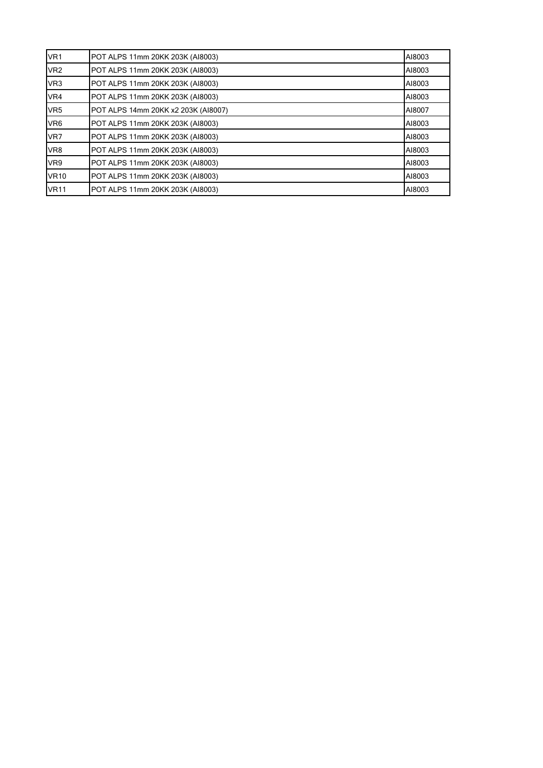| VR1 | POT ALPS 11mm 20KK 203K (AI8003) | AI8003 |
|---|---|---|
| VR2 | POT ALPS 11mm 20KK 203K (AI8003) | AI8003 |
| VR3 | POT ALPS 11mm 20KK 203K (AI8003) | AI8003 |
| VR4 | POT ALPS 11mm 20KK 203K (AI8003) | AI8003 |
| VR5 | POT ALPS 14mm 20KK x2 203K (AI8007) | AI8007 |
| VR6 | POT ALPS 11mm 20KK 203K (AI8003) | AI8003 |
| VR7 | POT ALPS 11mm 20KK 203K (AI8003) | AI8003 |
| VR8 | POT ALPS 11mm 20KK 203K (AI8003) | AI8003 |
| VR9 | POT ALPS 11mm 20KK 203K (AI8003) | AI8003 |
| VR10 | POT ALPS 11mm 20KK 203K (AI8003) | AI8003 |
| VR11 | POT ALPS 11mm 20KK 203K (AI8003) | AI8003 |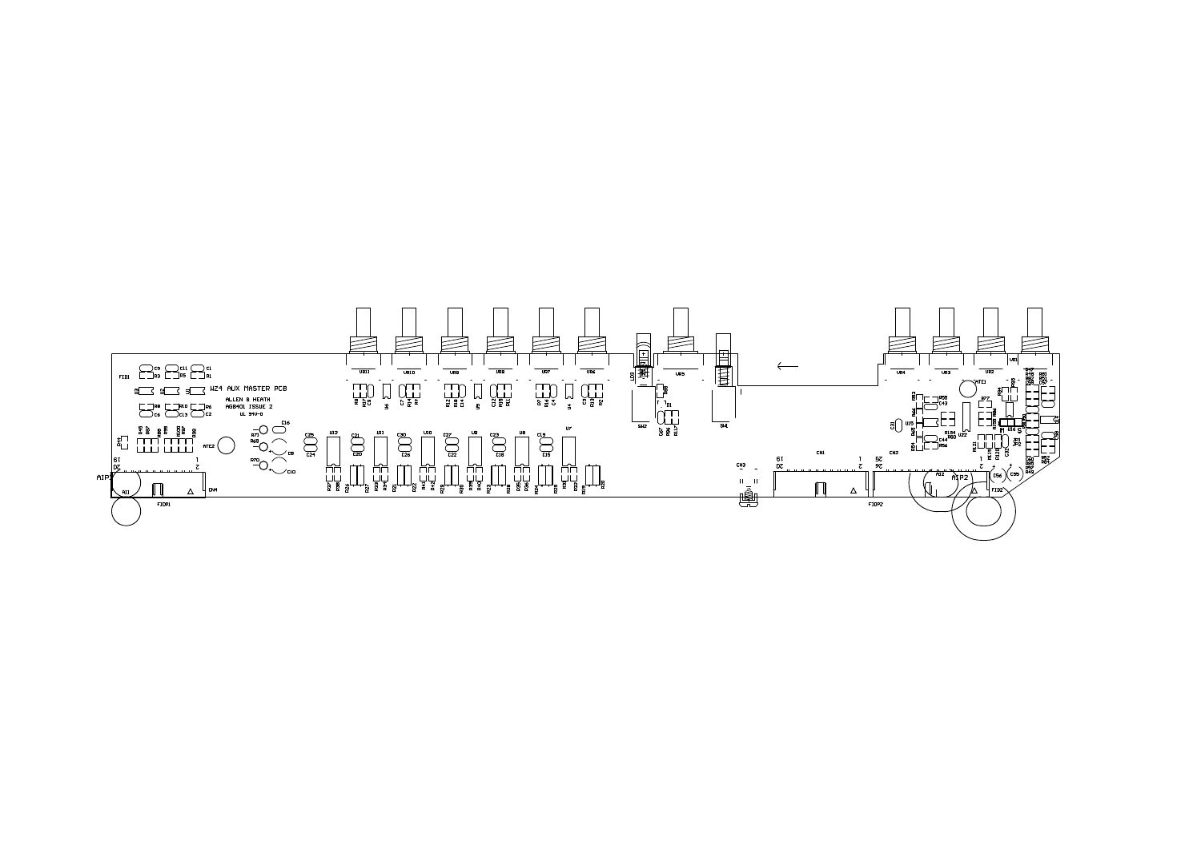WZ4 AUX MASTER PCB

ALLEN & HEATH

AG8401 ISSUE 2

UL 94V-0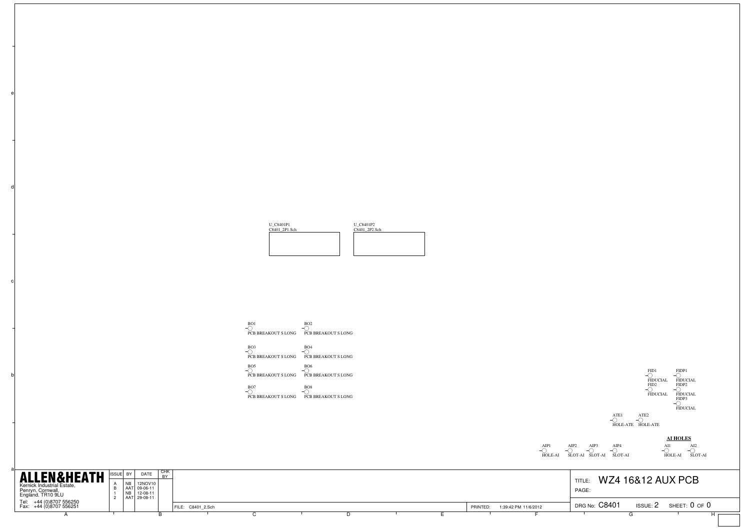U_C8401P1
C8401_2P1.Sch

U_C8401P2
C8401_2P2.Sch

BO1
PCB BREAKOUT S LONG

BO2
PCB BREAKOUT S LONG

BO3
PCB BREAKOUT S LONG

BO4
PCB BREAKOUT S LONG

BO5
PCB BREAKOUT S LONG

BO6
PCB BREAKOUT S LONG

BO7
PCB BREAKOUT S LONG

BO8
PCB BREAKOUT S LONG

FID1
FIDUCIAL

FID2
FIDUCIAL

FIDP1
FIDUCIAL

FIDP2
FIDUCIAL

FIDP3
FIDUCIAL

ATE1
HOLE-ATE

ATE2
HOLE-ATE

AIP1
HOLE-AI

AIP2
SLOT-AI

AIP3
SLOT-AI

AIP4
SLOT-AI

**AI HOLES**

AI1
HOLE-AI

AI2
SLOT-AI

**ALLEN&HEATH**
Kernick Industrial Estate,
Penryn, Cornwall,
England. TR10 9LU
Tel: +44 (0)8707 556250
Fax: +44 (0)8707 556251

| ISSUE | BY | DATE | CHK BY |
|---|---|---|---|
| A | NB | 12NOV10 | |
| B | AAT | 09-06-11 | |
| 1 | NB | 12-08-11 | |
| 2 | AAT | 29-08-11 | |

FILE: C8401_2.Sch

PRINTED: 1:39:42 PM 11/6/2012

TITLE: WZ4 16&12 AUX PCB

PAGE:

DRG No: C8401 ISSUE: 2 SHEET: 0 OF 0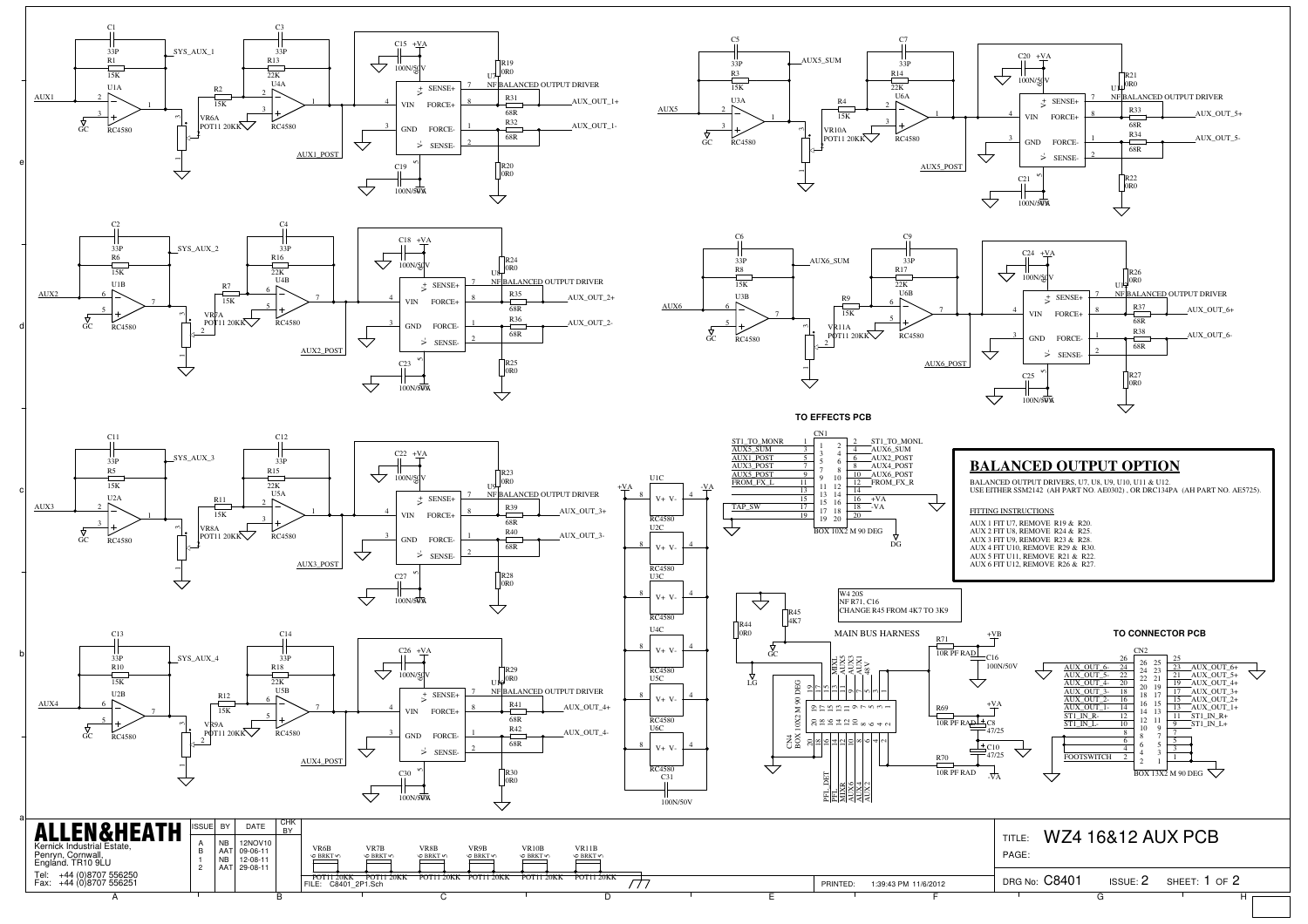**TO EFFECTS PCB**

CN1

| Signal | Pin | Pin | Signal |
|---|---|---|---|
| ST1_TO_MONR | 1 | 2 | ST1_TO_MONL |
| AUX5_SUM | 3 | 4 | AUX6_SUM |
| AUX1_POST | 5 | 6 | AUX2_POST |
| AUX3_POST | 7 | 8 | AUX4_POST |
| AUX5_POST | 9 | 10 | AUX6_POST |
| FROM_FX_L | 11 | 12 | FROM_FX_R |
| | 13 | 14 | |
| | 15 | 16 | +VA |
| TAP_SW | 17 | 18 | -VA |
| | 19 | 20 | |

BOX 10X2 M 90 DEG

## BALANCED OUTPUT OPTION

BALANCED OUTPUT DRIVERS, U7, U8, U9, U10, U11 & U12.
USE EITHER SSM2142 (AH PART NO. AE0302) , OR DRC134PA (AH PART NO. AE5725).

FITTING INSTRUCTIONS

AUX 1 FIT U7, REMOVE R19 & R20.
AUX 2 FIT U8, REMOVE R24 & R25.
AUX 3 FIT U9, REMOVE R23 & R28.
AUX 4 FIT U10, REMOVE R29 & R30.
AUX 5 FIT U11, REMOVE R21 & R22.
AUX 6 FIT U12, REMOVE R26 & R27.

W4 20S
NF R71, C16
CHANGE R45 FROM 4K7 TO 3K9

MAIN BUS HARNESS

**TO CONNECTOR PCB**

CN2

| Signal | Pin | Pin | Signal |
|---|---|---|---|
| | 26 | 25 | |
| AUX_OUT_6- | 24 | 23 | AUX_OUT_6+ |
| AUX_OUT_5- | 22 | 21 | AUX_OUT_5+ |
| AUX_OUT_4- | 20 | 19 | AUX_OUT_4+ |
| AUX_OUT_3- | 18 | 17 | AUX_OUT_3+ |
| AUX_OUT_2- | 16 | 15 | AUX_OUT_2+ |
| AUX_OUT_1- | 14 | 13 | AUX_OUT_1+ |
| ST1_IN_R- | 12 | 11 | ST1_IN_R+ |
| ST1_IN_L- | 10 | 9 | ST1_IN_L+ |
| | 8 | 7 | |
| | 6 | 5 | |
| | 4 | 3 | |
| FOOTSWITCH | 2 | 1 | |

BOX 13X2 M 90 DEG

**ALLEN&HEATH**
Kernick Industrial Estate,
Penryn, Cornwall,
England. TR10 9LU
Tel: +44 (0)8707 556250
Fax: +44 (0)8707 556251

| ISSUE | BY | DATE | CHK BY |
|---|---|---|---|
| A | NB | 12NOV10 | |
| B | AAT | 09-06-11 | |
| 1 | NB | 12-08-11 | |
| 2 | AAT | 29-08-11 | |

FILE: C8401_2P1.Sch

PRINTED: 1:39:43 PM 11/6/2012

TITLE: WZ4 16&12 AUX PCB

PAGE:

DRG No: C8401 ISSUE: 2 SHEET: 1 OF 2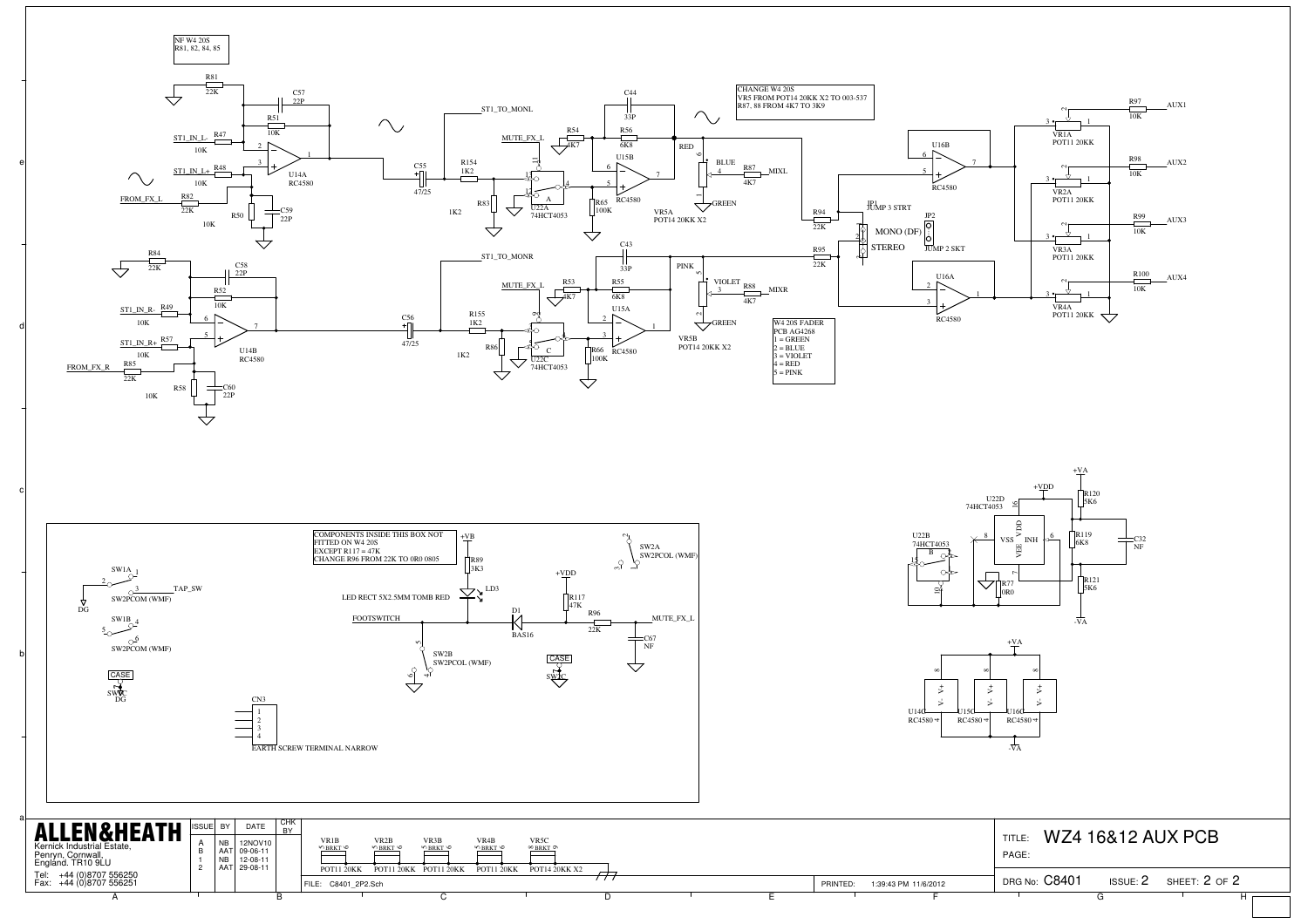NF W4 20S
R81, 82, 84, 85

CHANGE W4 20S
VR5 FROM POT14 20KK X2 TO 003-537
R87, 88 FROM 4K7 TO 3K9

W4 20S FADER
PCB AG4268
1 = GREEN
2 = BLUE
3 = VIOLET
4 = RED
5 = PINK

COMPONENTS INSIDE THIS BOX NOT FITTED ON W4 20S
EXCEPT R117 = 47K
CHANGE R96 FROM 22K TO 0R0 0805

R81 22K, C57 22P, R51 10K, ST1_IN_L- R47 10K, ST1_IN_L+ R48 10K, FROM_FX_L R82 22K, R50 10K, C59 22P, U14A RC4580

ST1_TO_MONL, C55 47/25, R154 1K2, R83 1K2, MUTE_FX_L, U22A 74HCT4053, R54 4K7, C44 33P, R56 6K8, U15B RC4580, R65 100K, RED, BLUE, GREEN, VR5A POT14 20KK X2, R87 4K7, MIXL

R84 22K, C58 22P, R52 10K, ST1_IN_R- R49 10K, ST1_IN_R+ R57 10K, FROM_FX_R R85 22K, R58 10K, C60 22P, U14B RC4580

ST1_TO_MONR, C56 47/25, R155 1K2, R86 1K2, MUTE_FX_L, U22C 74HCT4053, R53 4K7, C43 33P, R55 6K8, U15A RC4580, R66 100K, PINK, VIOLET, GREEN, VR5B POT14 20KK X2, R88 4K7, MIXR

R94 22K, R95 22K, JP1 JUMP 3 STRT, JP2 JUMP 2 SKT, MONO (DF), STEREO

U16B RC4580, U16A RC4580

R97 10K AUX1, VR1A POT11 20KK
R98 10K AUX2, VR2A POT11 20KK
R99 10K AUX3, VR3A POT11 20KK
R100 10K AUX4, VR4A POT11 20KK

U22D 74HCT4053, +VDD, U22B 74HCT4053, VSS, VDD, VEE, INH, R77 0R0, +VA, R120 5K6, R119 6K8, R121 5K6, C32 NF, -VA

U14C RC4580, U15C RC4580, U16C RC4580, +VA, -VA

SW1A, TAP_SW, SW2PCOM (WMF), DG
SW1B, SW2PCOM (WMF)
CASE SW1C DG

+VB, R89 3K3, LD3, LED RECT 5X2.5MM TOMB RED
SW2A SW2PCOL (WMF)
+VDD, R117 47K
FOOTSWITCH, D1 BAS16, R96 22K, MUTE_FX_L, C67 NF
SW2B SW2PCOL (WMF)
CASE SW2C

CN3 1 2 3 4 EARTH SCREW TERMINAL NARROW

VR1B POT11 20KK, VR2B POT11 20KK, VR3B POT11 20KK, VR4B POT11 20KK, VR5C POT14 20KK X2 (BRKT)

**ALLEN&HEATH**
Kernick Industrial Estate,
Penryn, Cornwall,
England. TR10 9LU
Tel: +44 (0)8707 556250
Fax: +44 (0)8707 556251

| ISSUE | BY | DATE | CHK BY |
|---|---|---|---|
| A | NB | 12NOV10 | |
| B | AAT | 09-06-11 | |
| 1 | NB | 12-08-11 | |
| 2 | AAT | 29-08-11 | |

FILE: C8401_2P2.Sch
PRINTED: 1:39:43 PM 11/6/2012

TITLE: WZ4 16&12 AUX PCB
PAGE:
DRG No: C8401 ISSUE: 2 SHEET: 2 OF 2